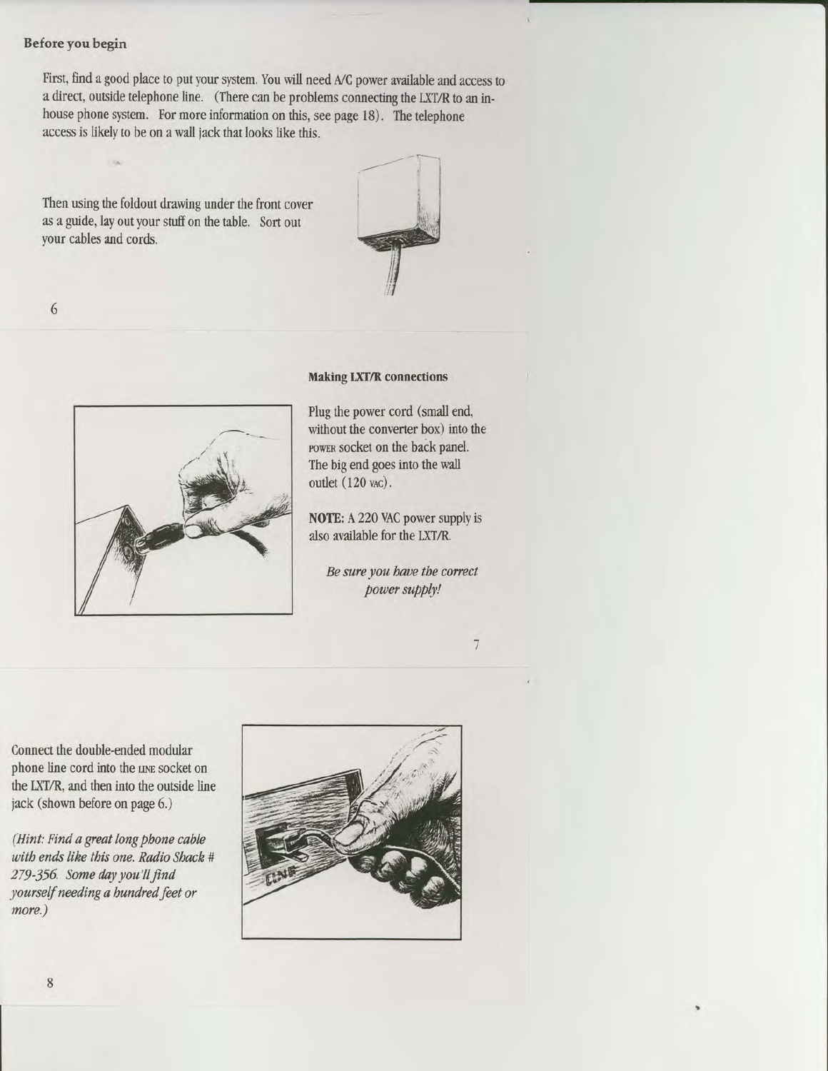### Before you begin

First, find a good place to put your system. You will need A/C power available and access to a direct, outside telephone line. (There can be problems connecting the LXT/R to an in-house phone system. For more information on this, see page 18). The telephone access is likely to be on a wall jack that looks like this.

Then using the foldout drawing under the front cover as a guide, lay out your stuff on the table. Sort out your cables and cords.

### Making LXT/R connections

Plug the power cord (small end, without the converter box) into the POWER socket on the back panel. The big end goes into the wall outlet (120 VAC).

**NOTE:** A 220 VAC power supply is also available for the LXT/R.

*Be sure you have the correct power supply!*

Connect the double-ended modular phone line cord into the LINE socket on the LXT/R, and then into the outside line jack (shown before on page 6.)

*(Hint: Find a great long phone cable with ends like this one. Radio Shack # 279-356. Some day you'll find yourself needing a hundred feet or more.)*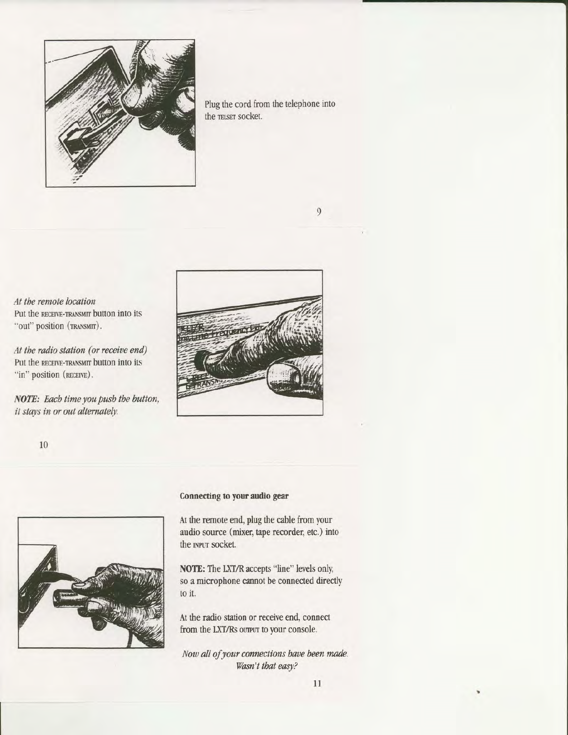Plug the cord from the telephone into the TELSET socket.

*At the remote location*
Put the RECEIVE-TRANSMIT button into its "out" position (TRANSMIT).

*At the radio station (or receive end)*
Put the RECEIVE-TRANSMIT button into its "in" position (RECEIVE).

***NOTE:*** *Each time you push the button, it stays in or out alternately.*

**Connecting to your audio gear**

At the remote end, plug the cable from your audio source (mixer, tape recorder, etc.) into the INPUT socket.

**NOTE:** The LXT/R accepts "line" levels only, so a microphone cannot be connected directly to it.

At the radio station or receive end, connect from the LXT/Rs OUTPUT to your console.

*Now all of your connections have been made. Wasn't that easy?*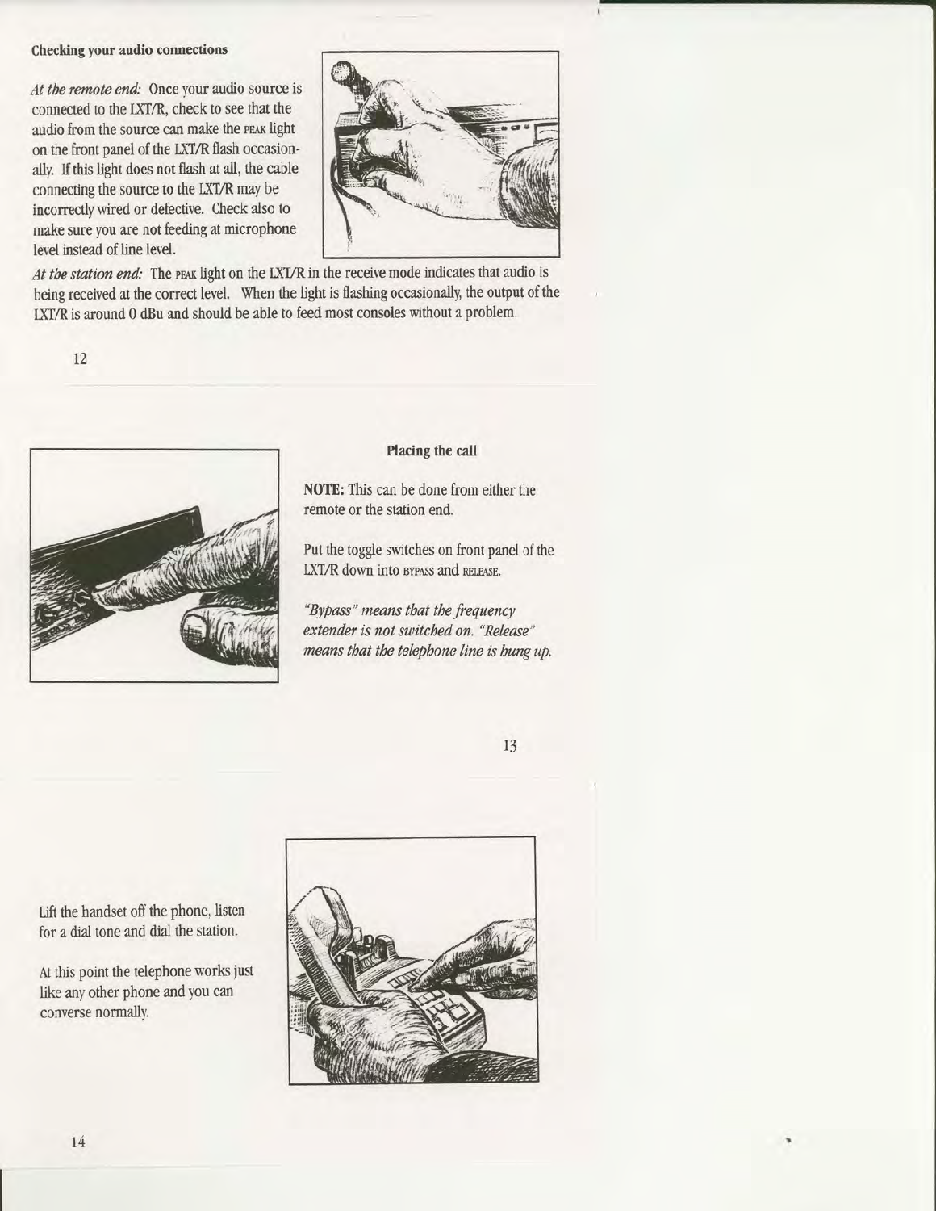**Checking your audio connections**

*At the remote end:* Once your audio source is connected to the LXT/R, check to see that the audio from the source can make the PEAK light on the front panel of the LXT/R flash occasionally. If this light does not flash at all, the cable connecting the source to the LXT/R may be incorrectly wired or defective. Check also to make sure you are not feeding at microphone level instead of line level.

*At the station end:* The PEAK light on the LXT/R in the receive mode indicates that audio is being received at the correct level. When the light is flashing occasionally, the output of the LXT/R is around 0 dBu and should be able to feed most consoles without a problem.

**Placing the call**

**NOTE:** This can be done from either the remote or the station end.

Put the toggle switches on front panel of the LXT/R down into BYPASS and RELEASE.

*"Bypass" means that the frequency extender is not switched on. "Release" means that the telephone line is hung up.*

Lift the handset off the phone, listen for a dial tone and dial the station.

At this point the telephone works just like any other phone and you can converse normally.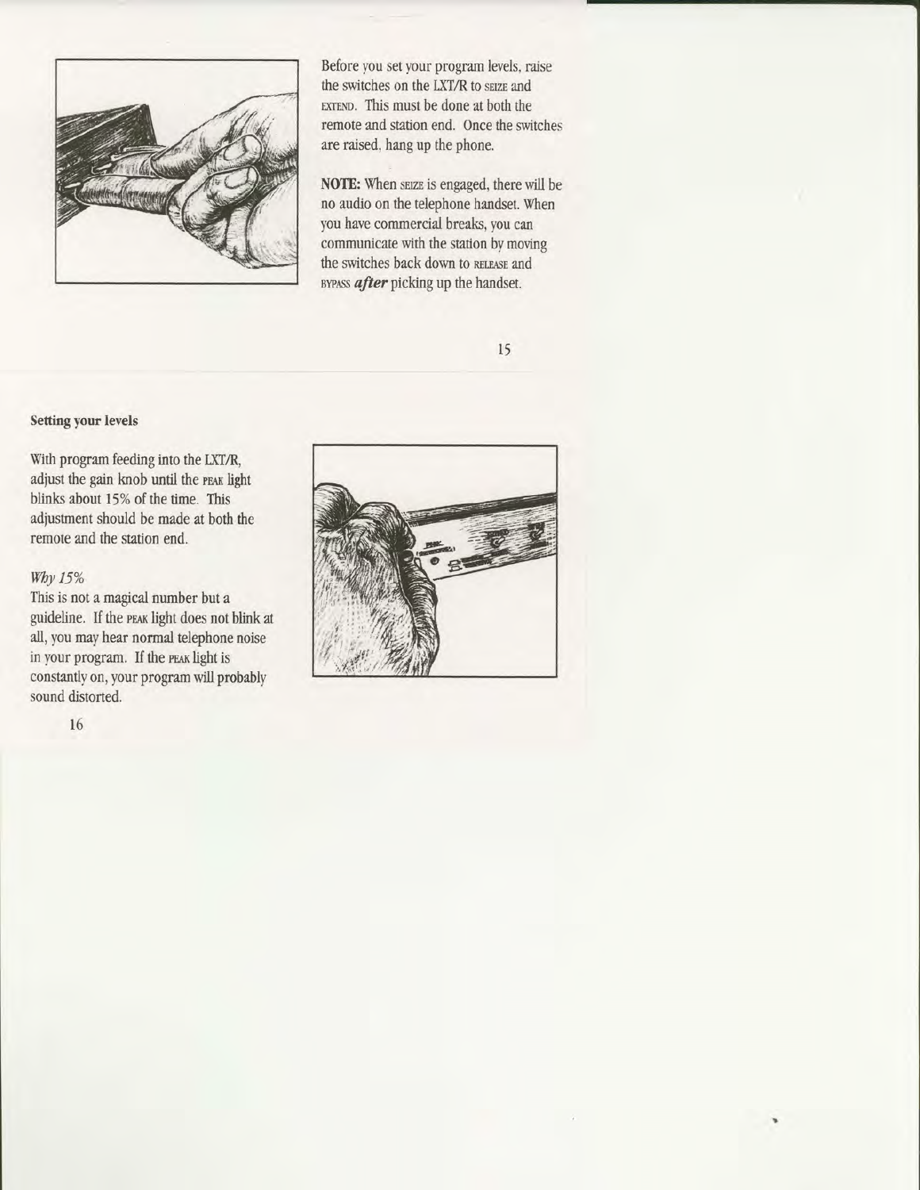Before you set your program levels, raise the switches on the LXT/R to SEIZE and EXTEND. This must be done at both the remote and station end. Once the switches are raised, hang up the phone.

**NOTE:** When SEIZE is engaged, there will be no audio on the telephone handset. When you have commercial breaks, you can communicate with the station by moving the switches back down to RELEASE and BYPASS ***after*** picking up the handset.

**Setting your levels**

With program feeding into the LXT/R, adjust the gain knob until the PEAK light blinks about 15% of the time. This adjustment should be made at both the remote and the station end.

*Why 15%*

This is not a magical number but a guideline. If the PEAK light does not blink at all, you may hear normal telephone noise in your program. If the PEAK light is constantly on, your program will probably sound distorted.